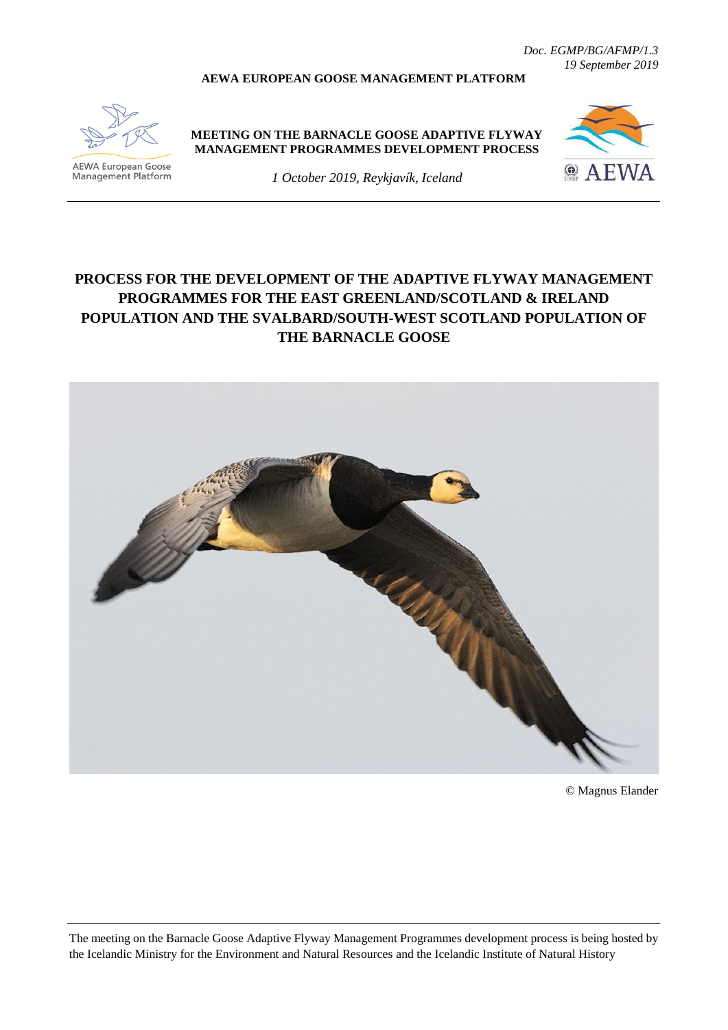*Doc. EGMP/BG/AFMP/1.3*
*19 September 2019*

**AEWA EUROPEAN GOOSE MANAGEMENT PLATFORM**

AEWA European Goose Management Platform

**MEETING ON THE BARNACLE GOOSE ADAPTIVE FLYWAY MANAGEMENT PROGRAMMES DEVELOPMENT PROCESS**

*1 October 2019, Reykjavík, Iceland*

# PROCESS FOR THE DEVELOPMENT OF THE ADAPTIVE FLYWAY MANAGEMENT PROGRAMMES FOR THE EAST GREENLAND/SCOTLAND & IRELAND POPULATION AND THE SVALBARD/SOUTH-WEST SCOTLAND POPULATION OF THE BARNACLE GOOSE

© Magnus Elander

The meeting on the Barnacle Goose Adaptive Flyway Management Programmes development process is being hosted by the Icelandic Ministry for the Environment and Natural Resources and the Icelandic Institute of Natural History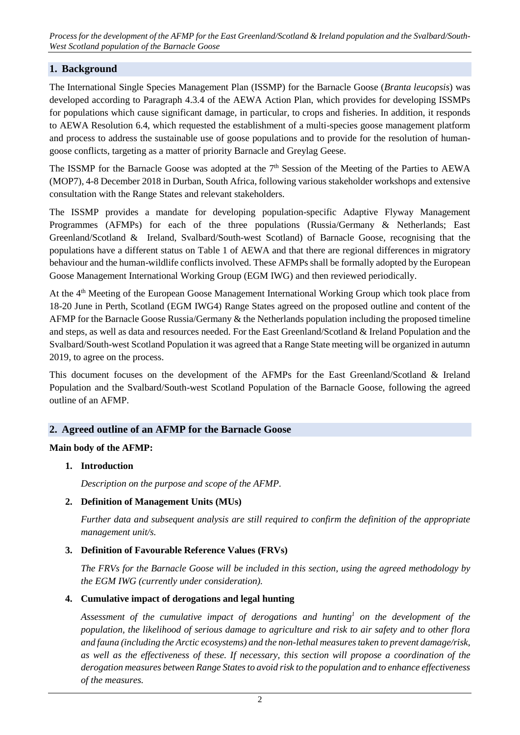## 1. Background

The International Single Species Management Plan (ISSMP) for the Barnacle Goose (*Branta leucopsis*) was developed according to Paragraph 4.3.4 of the AEWA Action Plan, which provides for developing ISSMPs for populations which cause significant damage, in particular, to crops and fisheries. In addition, it responds to AEWA Resolution 6.4, which requested the establishment of a multi-species goose management platform and process to address the sustainable use of goose populations and to provide for the resolution of human-goose conflicts, targeting as a matter of priority Barnacle and Greylag Geese.

The ISSMP for the Barnacle Goose was adopted at the 7th Session of the Meeting of the Parties to AEWA (MOP7), 4-8 December 2018 in Durban, South Africa, following various stakeholder workshops and extensive consultation with the Range States and relevant stakeholders.

The ISSMP provides a mandate for developing population-specific Adaptive Flyway Management Programmes (AFMPs) for each of the three populations (Russia/Germany & Netherlands; East Greenland/Scotland & Ireland, Svalbard/South-west Scotland) of Barnacle Goose, recognising that the populations have a different status on Table 1 of AEWA and that there are regional differences in migratory behaviour and the human-wildlife conflicts involved. These AFMPs shall be formally adopted by the European Goose Management International Working Group (EGM IWG) and then reviewed periodically.

At the 4th Meeting of the European Goose Management International Working Group which took place from 18-20 June in Perth, Scotland (EGM IWG4) Range States agreed on the proposed outline and content of the AFMP for the Barnacle Goose Russia/Germany & the Netherlands population including the proposed timeline and steps, as well as data and resources needed. For the East Greenland/Scotland & Ireland Population and the Svalbard/South-west Scotland Population it was agreed that a Range State meeting will be organized in autumn 2019, to agree on the process.

This document focuses on the development of the AFMPs for the East Greenland/Scotland & Ireland Population and the Svalbard/South-west Scotland Population of the Barnacle Goose, following the agreed outline of an AFMP.

## 2. Agreed outline of an AFMP for the Barnacle Goose

**Main body of the AFMP:**

1. **Introduction**

   *Description on the purpose and scope of the AFMP.*

2. **Definition of Management Units (MUs)**

   *Further data and subsequent analysis are still required to confirm the definition of the appropriate management unit/s.*

3. **Definition of Favourable Reference Values (FRVs)**

   *The FRVs for the Barnacle Goose will be included in this section, using the agreed methodology by the EGM IWG (currently under consideration).*

4. **Cumulative impact of derogations and legal hunting**

   *Assessment of the cumulative impact of derogations and hunting[1] on the development of the population, the likelihood of serious damage to agriculture and risk to air safety and to other flora and fauna (including the Arctic ecosystems) and the non-lethal measures taken to prevent damage/risk, as well as the effectiveness of these. If necessary, this section will propose a coordination of the derogation measures between Range States to avoid risk to the population and to enhance effectiveness of the measures.*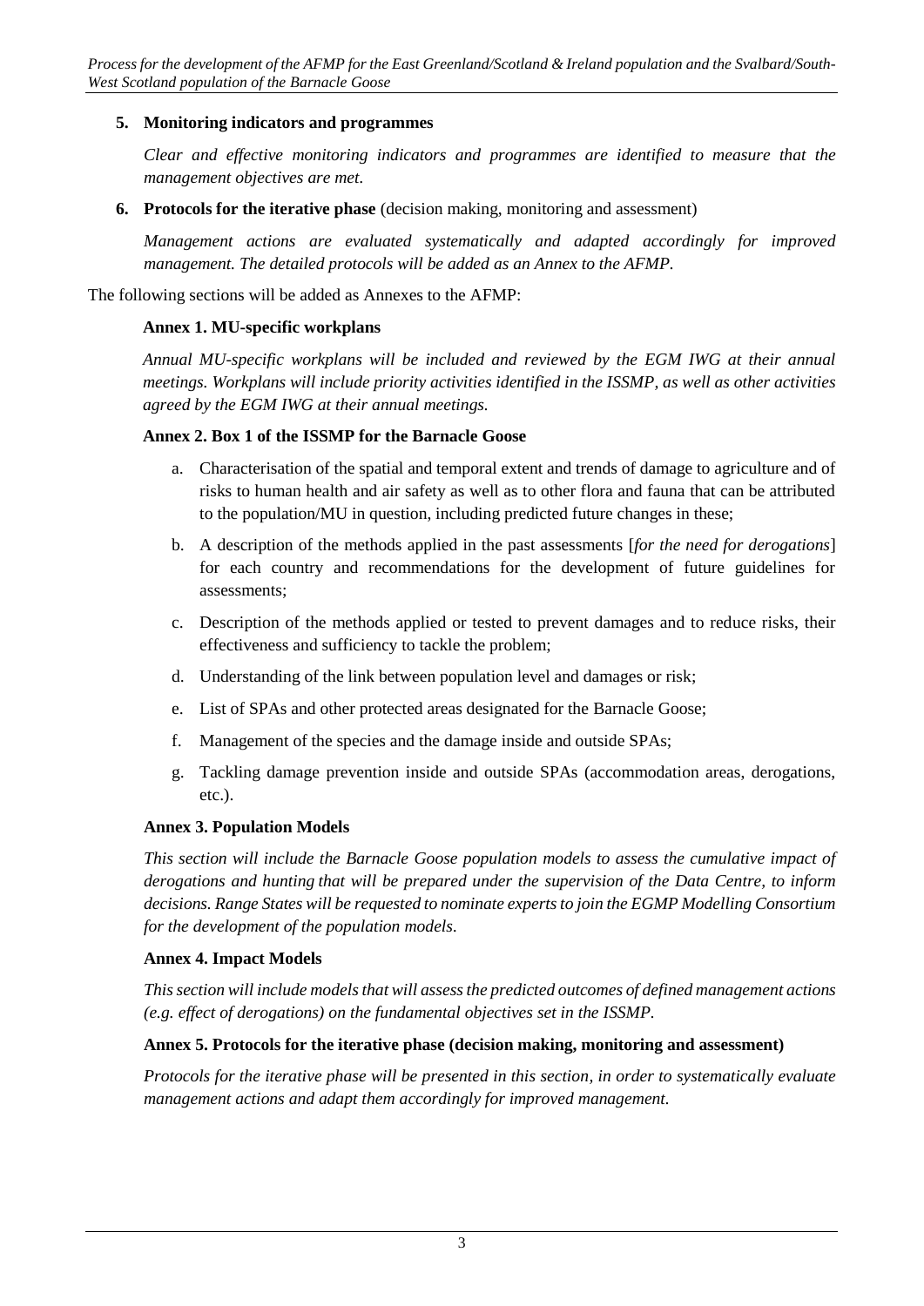5. **Monitoring indicators and programmes**

   *Clear and effective monitoring indicators and programmes are identified to measure that the management objectives are met.*

6. **Protocols for the iterative phase** (decision making, monitoring and assessment)

   *Management actions are evaluated systematically and adapted accordingly for improved management. The detailed protocols will be added as an Annex to the AFMP.*

The following sections will be added as Annexes to the AFMP:

**Annex 1. MU-specific workplans**

*Annual MU-specific workplans will be included and reviewed by the EGM IWG at their annual meetings. Workplans will include priority activities identified in the ISSMP, as well as other activities agreed by the EGM IWG at their annual meetings.*

**Annex 2. Box 1 of the ISSMP for the Barnacle Goose**

a. Characterisation of the spatial and temporal extent and trends of damage to agriculture and of risks to human health and air safety as well as to other flora and fauna that can be attributed to the population/MU in question, including predicted future changes in these;
b. A description of the methods applied in the past assessments [*for the need for derogations*] for each country and recommendations for the development of future guidelines for assessments;
c. Description of the methods applied or tested to prevent damages and to reduce risks, their effectiveness and sufficiency to tackle the problem;
d. Understanding of the link between population level and damages or risk;
e. List of SPAs and other protected areas designated for the Barnacle Goose;
f. Management of the species and the damage inside and outside SPAs;
g. Tackling damage prevention inside and outside SPAs (accommodation areas, derogations, etc.).

**Annex 3. Population Models**

*This section will include the Barnacle Goose population models to assess the cumulative impact of derogations and hunting that will be prepared under the supervision of the Data Centre, to inform decisions. Range States will be requested to nominate experts to join the EGMP Modelling Consortium for the development of the population models.*

**Annex 4. Impact Models**

*This section will include models that will assess the predicted outcomes of defined management actions (e.g. effect of derogations) on the fundamental objectives set in the ISSMP.*

**Annex 5. Protocols for the iterative phase (decision making, monitoring and assessment)**

*Protocols for the iterative phase will be presented in this section, in order to systematically evaluate management actions and adapt them accordingly for improved management.*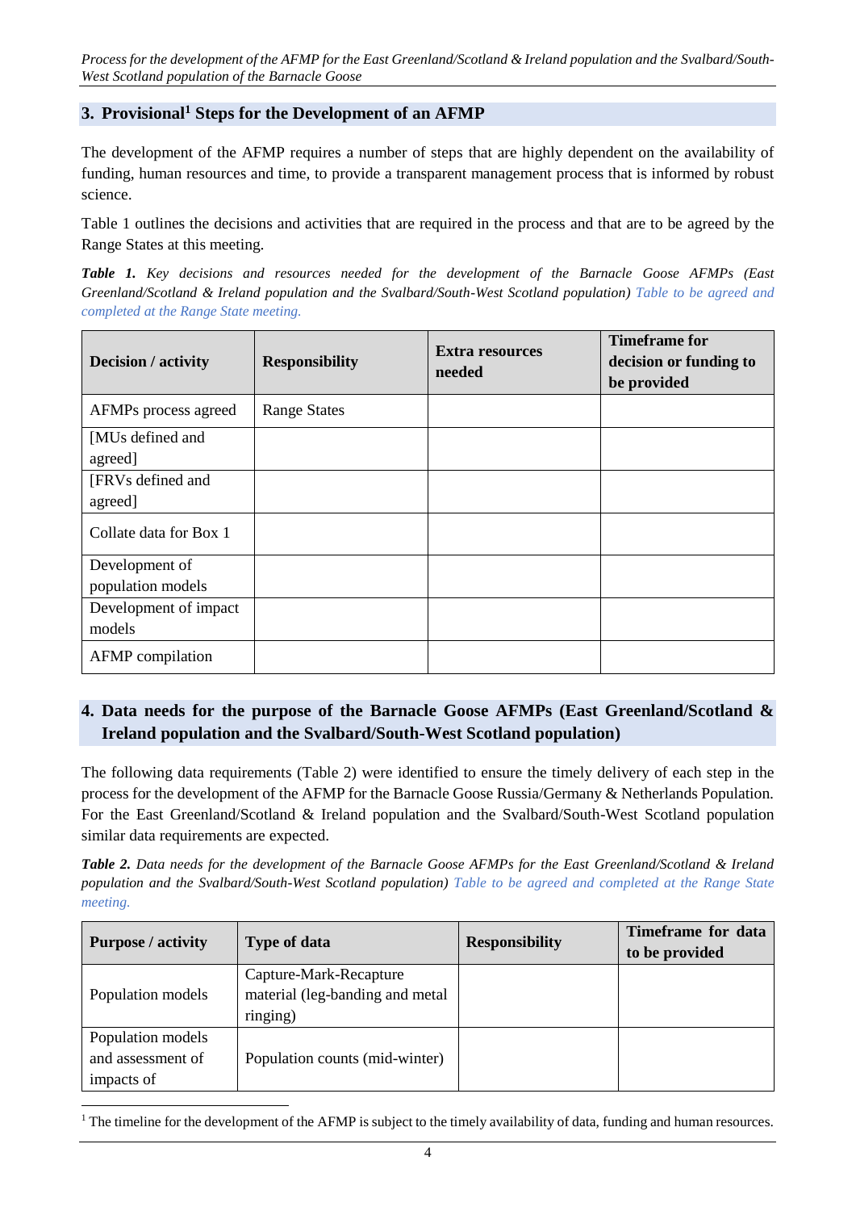## 3. Provisional[1] Steps for the Development of an AFMP

The development of the AFMP requires a number of steps that are highly dependent on the availability of funding, human resources and time, to provide a transparent management process that is informed by robust science.

Table 1 outlines the decisions and activities that are required in the process and that are to be agreed by the Range States at this meeting.

***Table 1.*** *Key decisions and resources needed for the development of the Barnacle Goose AFMPs (East Greenland/Scotland & Ireland population and the Svalbard/South-West Scotland population) Table to be agreed and completed at the Range State meeting.*

| Decision / activity | Responsibility | Extra resources needed | Timeframe for decision or funding to be provided |
|---|---|---|---|
| AFMPs process agreed | Range States | | |
| [MUs defined and agreed] | | | |
| [FRVs defined and agreed] | | | |
| Collate data for Box 1 | | | |
| Development of population models | | | |
| Development of impact models | | | |
| AFMP compilation | | | |

## 4. Data needs for the purpose of the Barnacle Goose AFMPs (East Greenland/Scotland & Ireland population and the Svalbard/South-West Scotland population)

The following data requirements (Table 2) were identified to ensure the timely delivery of each step in the process for the development of the AFMP for the Barnacle Goose Russia/Germany & Netherlands Population. For the East Greenland/Scotland & Ireland population and the Svalbard/South-West Scotland population similar data requirements are expected.

***Table 2.*** *Data needs for the development of the Barnacle Goose AFMPs for the East Greenland/Scotland & Ireland population and the Svalbard/South-West Scotland population) Table to be agreed and completed at the Range State meeting.*

| Purpose / activity | Type of data | Responsibility | Timeframe for data to be provided |
|---|---|---|---|
| Population models | Capture-Mark-Recapture material (leg-banding and metal ringing) | | |
| Population models and assessment of impacts of | Population counts (mid-winter) | | |

[1] The timeline for the development of the AFMP is subject to the timely availability of data, funding and human resources.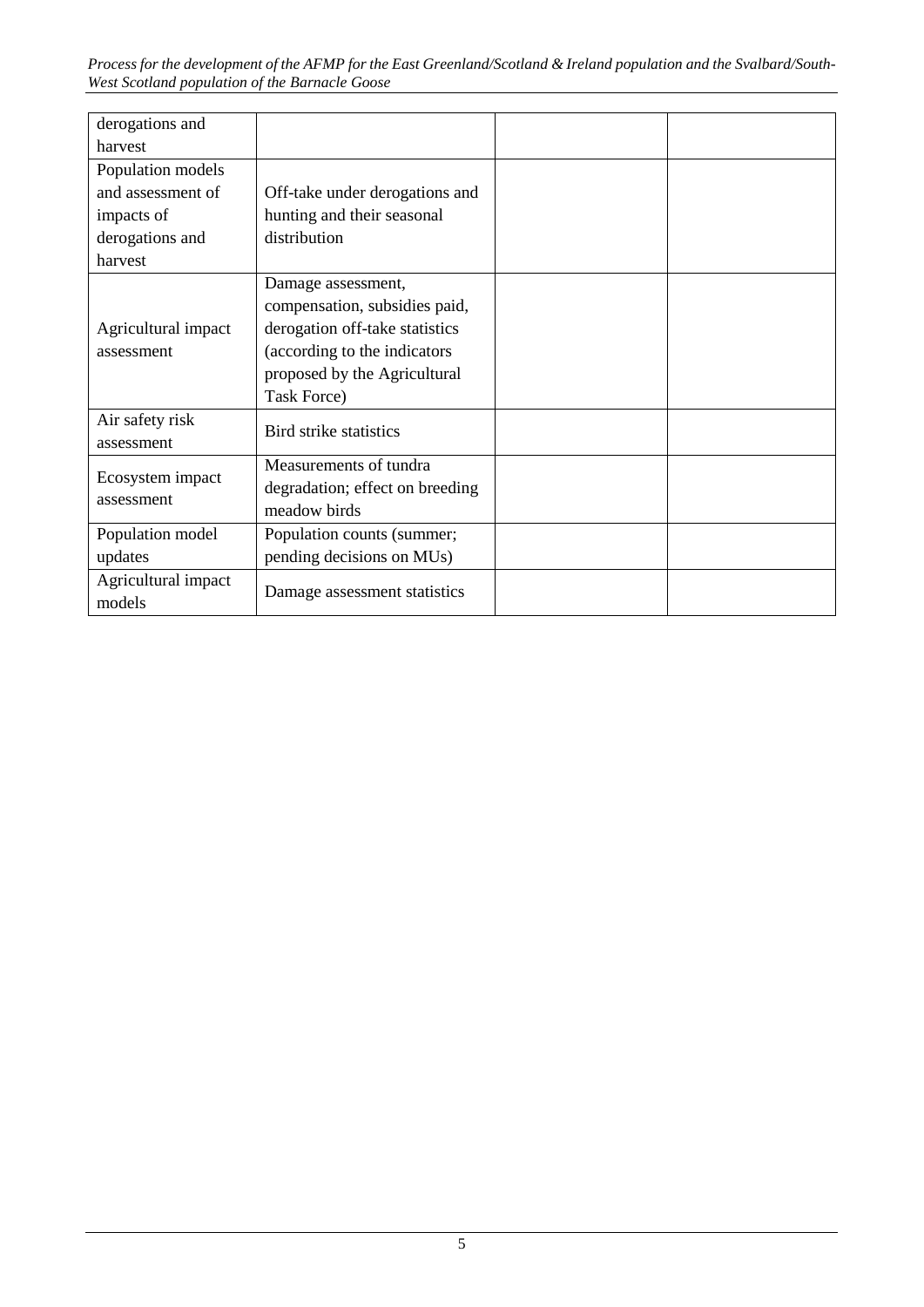| | | | |
|---|---|---|---|
| derogations and harvest | | | |
| Population models and assessment of impacts of derogations and harvest | Off-take under derogations and hunting and their seasonal distribution | | |
| Agricultural impact assessment | Damage assessment, compensation, subsidies paid, derogation off-take statistics (according to the indicators proposed by the Agricultural Task Force) | | |
| Air safety risk assessment | Bird strike statistics | | |
| Ecosystem impact assessment | Measurements of tundra degradation; effect on breeding meadow birds | | |
| Population model updates | Population counts (summer; pending decisions on MUs) | | |
| Agricultural impact models | Damage assessment statistics | | |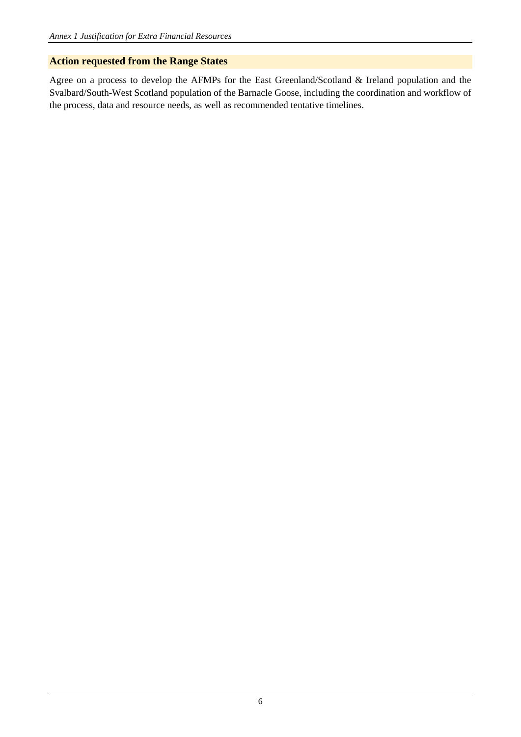## Action requested from the Range States

Agree on a process to develop the AFMPs for the East Greenland/Scotland & Ireland population and the Svalbard/South-West Scotland population of the Barnacle Goose, including the coordination and workflow of the process, data and resource needs, as well as recommended tentative timelines.